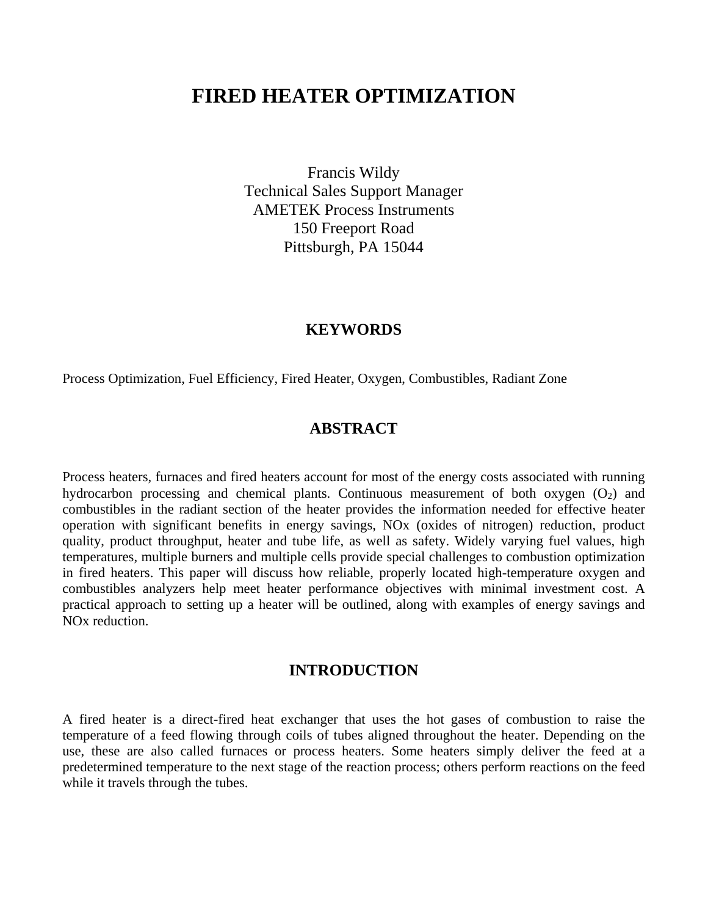# FIRED HEATER OPTIMIZATION

Francis Wildy
Technical Sales Support Manager
AMETEK Process Instruments
150 Freeport Road
Pittsburgh, PA 15044

## KEYWORDS

Process Optimization, Fuel Efficiency, Fired Heater, Oxygen, Combustibles, Radiant Zone

## ABSTRACT

Process heaters, furnaces and fired heaters account for most of the energy costs associated with running hydrocarbon processing and chemical plants. Continuous measurement of both oxygen ($O_2$) and combustibles in the radiant section of the heater provides the information needed for effective heater operation with significant benefits in energy savings, NOx (oxides of nitrogen) reduction, product quality, product throughput, heater and tube life, as well as safety. Widely varying fuel values, high temperatures, multiple burners and multiple cells provide special challenges to combustion optimization in fired heaters. This paper will discuss how reliable, properly located high-temperature oxygen and combustibles analyzers help meet heater performance objectives with minimal investment cost. A practical approach to setting up a heater will be outlined, along with examples of energy savings and NOx reduction.

## INTRODUCTION

A fired heater is a direct-fired heat exchanger that uses the hot gases of combustion to raise the temperature of a feed flowing through coils of tubes aligned throughout the heater. Depending on the use, these are also called furnaces or process heaters. Some heaters simply deliver the feed at a predetermined temperature to the next stage of the reaction process; others perform reactions on the feed while it travels through the tubes.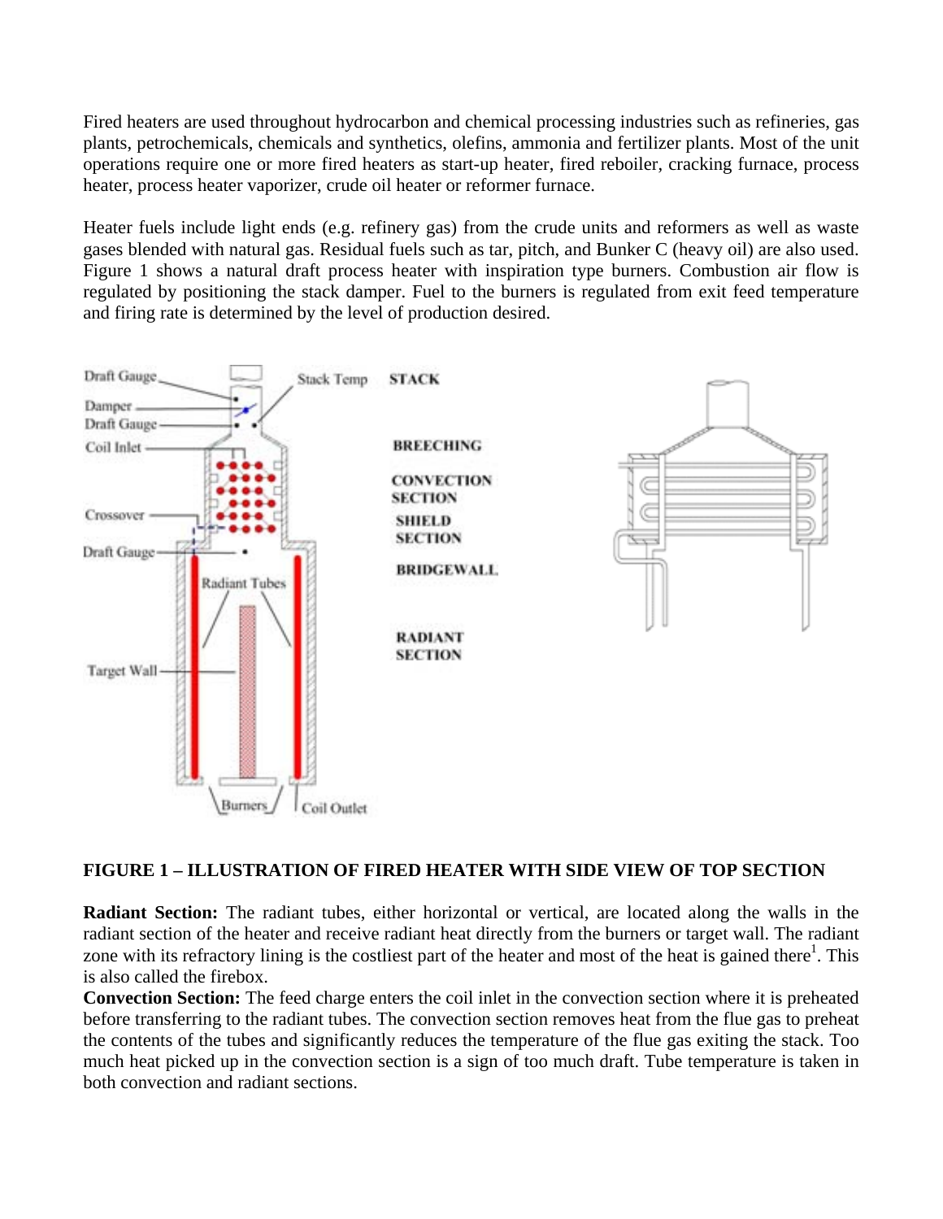Fired heaters are used throughout hydrocarbon and chemical processing industries such as refineries, gas plants, petrochemicals, chemicals and synthetics, olefins, ammonia and fertilizer plants. Most of the unit operations require one or more fired heaters as start-up heater, fired reboiler, cracking furnace, process heater, process heater vaporizer, crude oil heater or reformer furnace.

Heater fuels include light ends (e.g. refinery gas) from the crude units and reformers as well as waste gases blended with natural gas. Residual fuels such as tar, pitch, and Bunker C (heavy oil) are also used. Figure 1 shows a natural draft process heater with inspiration type burners. Combustion air flow is regulated by positioning the stack damper. Fuel to the burners is regulated from exit feed temperature and firing rate is determined by the level of production desired.

**FIGURE 1 – ILLUSTRATION OF FIRED HEATER WITH SIDE VIEW OF TOP SECTION**

**Radiant Section:** The radiant tubes, either horizontal or vertical, are located along the walls in the radiant section of the heater and receive radiant heat directly from the burners or target wall. The radiant zone with its refractory lining is the costliest part of the heater and most of the heat is gained there[1]. This is also called the firebox.

**Convection Section:** The feed charge enters the coil inlet in the convection section where it is preheated before transferring to the radiant tubes. The convection section removes heat from the flue gas to preheat the contents of the tubes and significantly reduces the temperature of the flue gas exiting the stack. Too much heat picked up in the convection section is a sign of too much draft. Tube temperature is taken in both convection and radiant sections.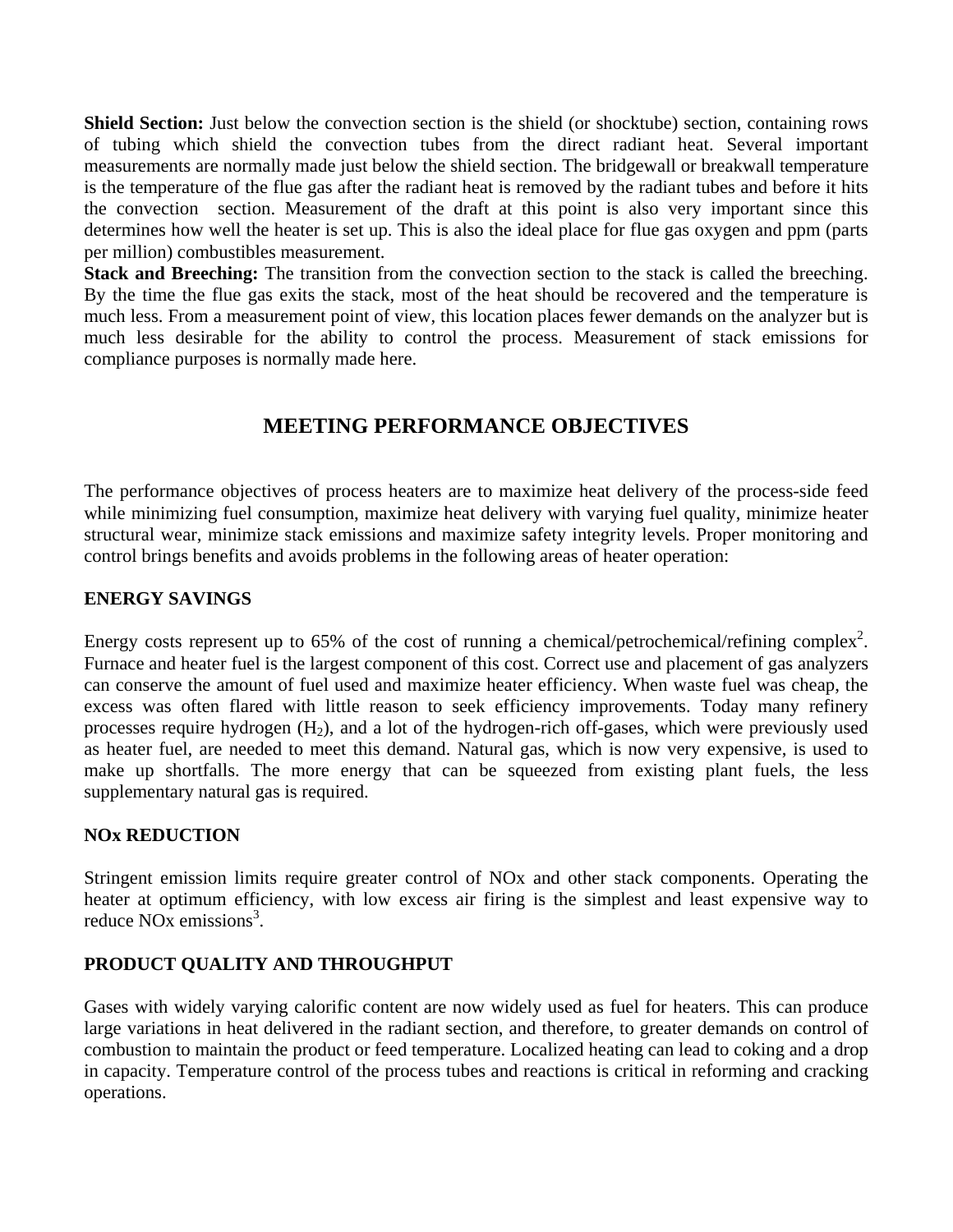**Shield Section:** Just below the convection section is the shield (or shocktube) section, containing rows of tubing which shield the convection tubes from the direct radiant heat. Several important measurements are normally made just below the shield section. The bridgewall or breakwall temperature is the temperature of the flue gas after the radiant heat is removed by the radiant tubes and before it hits the convection section. Measurement of the draft at this point is also very important since this determines how well the heater is set up. This is also the ideal place for flue gas oxygen and ppm (parts per million) combustibles measurement.

**Stack and Breeching:** The transition from the convection section to the stack is called the breeching. By the time the flue gas exits the stack, most of the heat should be recovered and the temperature is much less. From a measurement point of view, this location places fewer demands on the analyzer but is much less desirable for the ability to control the process. Measurement of stack emissions for compliance purposes is normally made here.

## MEETING PERFORMANCE OBJECTIVES

The performance objectives of process heaters are to maximize heat delivery of the process-side feed while minimizing fuel consumption, maximize heat delivery with varying fuel quality, minimize heater structural wear, minimize stack emissions and maximize safety integrity levels. Proper monitoring and control brings benefits and avoids problems in the following areas of heater operation:

### ENERGY SAVINGS

Energy costs represent up to 65% of the cost of running a chemical/petrochemical/refining complex[2]. Furnace and heater fuel is the largest component of this cost. Correct use and placement of gas analyzers can conserve the amount of fuel used and maximize heater efficiency. When waste fuel was cheap, the excess was often flared with little reason to seek efficiency improvements. Today many refinery processes require hydrogen ($H_2$), and a lot of the hydrogen-rich off-gases, which were previously used as heater fuel, are needed to meet this demand. Natural gas, which is now very expensive, is used to make up shortfalls. The more energy that can be squeezed from existing plant fuels, the less supplementary natural gas is required.

### NOx REDUCTION

Stringent emission limits require greater control of NOx and other stack components. Operating the heater at optimum efficiency, with low excess air firing is the simplest and least expensive way to reduce NOx emissions[3].

### PRODUCT QUALITY AND THROUGHPUT

Gases with widely varying calorific content are now widely used as fuel for heaters. This can produce large variations in heat delivered in the radiant section, and therefore, to greater demands on control of combustion to maintain the product or feed temperature. Localized heating can lead to coking and a drop in capacity. Temperature control of the process tubes and reactions is critical in reforming and cracking operations.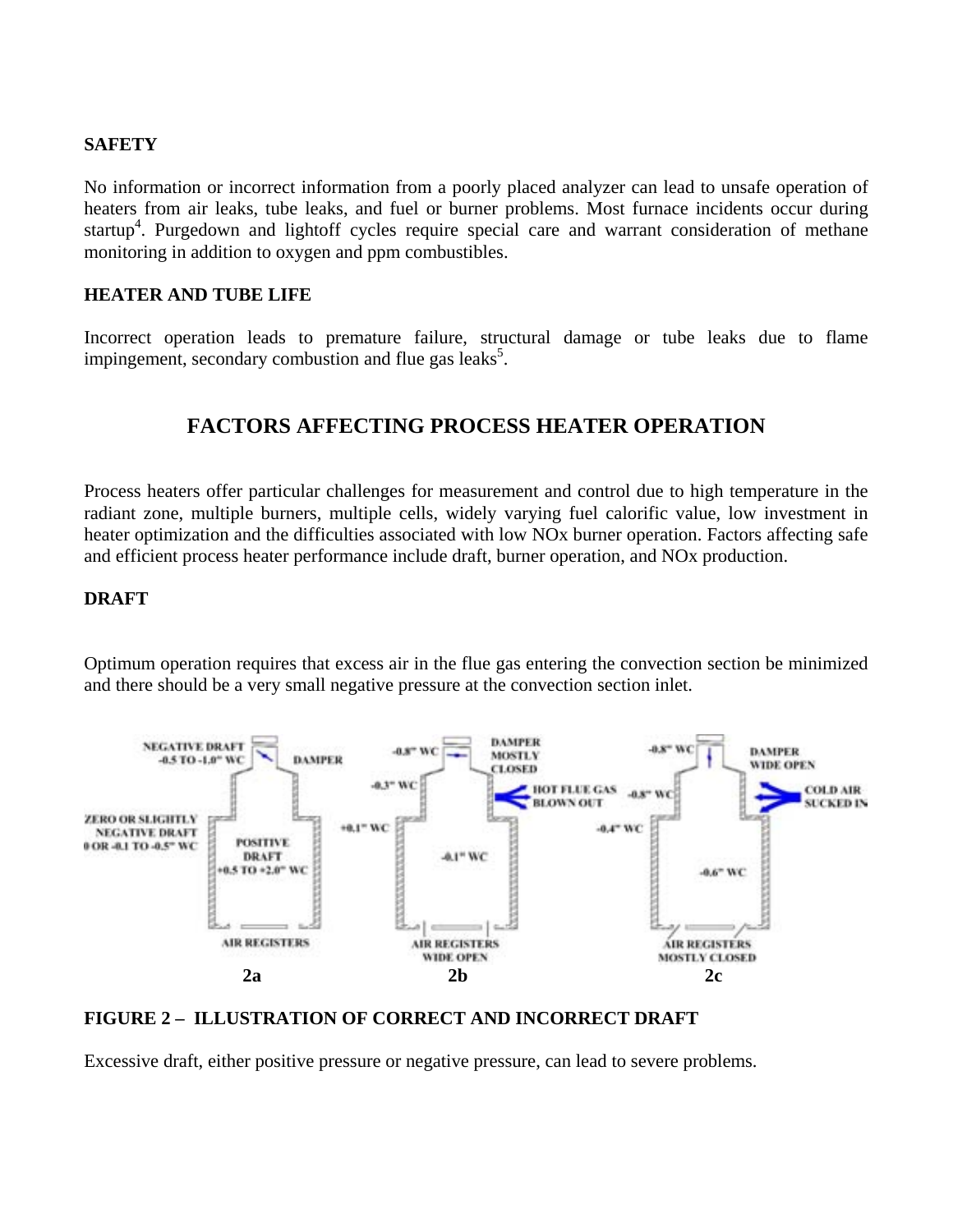### SAFETY

No information or incorrect information from a poorly placed analyzer can lead to unsafe operation of heaters from air leaks, tube leaks, and fuel or burner problems. Most furnace incidents occur during startup[4]. Purgedown and lightoff cycles require special care and warrant consideration of methane monitoring in addition to oxygen and ppm combustibles.

### HEATER AND TUBE LIFE

Incorrect operation leads to premature failure, structural damage or tube leaks due to flame impingement, secondary combustion and flue gas leaks[5].

## FACTORS AFFECTING PROCESS HEATER OPERATION

Process heaters offer particular challenges for measurement and control due to high temperature in the radiant zone, multiple burners, multiple cells, widely varying fuel calorific value, low investment in heater optimization and the difficulties associated with low NOx burner operation. Factors affecting safe and efficient process heater performance include draft, burner operation, and NOx production.

### DRAFT

Optimum operation requires that excess air in the flue gas entering the convection section be minimized and there should be a very small negative pressure at the convection section inlet.

**FIGURE 2 – ILLUSTRATION OF CORRECT AND INCORRECT DRAFT**

Excessive draft, either positive pressure or negative pressure, can lead to severe problems.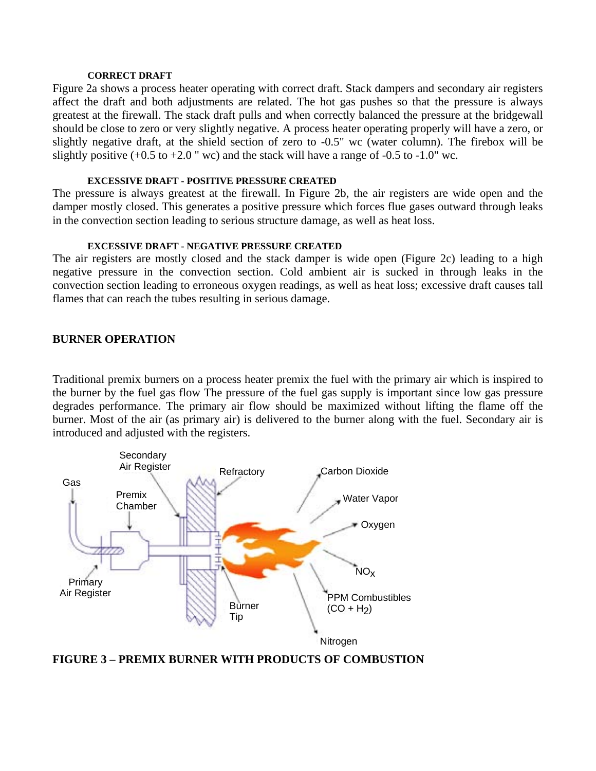### CORRECT DRAFT

Figure 2a shows a process heater operating with correct draft. Stack dampers and secondary air registers affect the draft and both adjustments are related. The hot gas pushes so that the pressure is always greatest at the firewall. The stack draft pulls and when correctly balanced the pressure at the bridgewall should be close to zero or very slightly negative. A process heater operating properly will have a zero, or slightly negative draft, at the shield section of zero to -0.5" wc (water column). The firebox will be slightly positive (+0.5 to +2.0 " wc) and the stack will have a range of -0.5 to -1.0" wc.

### EXCESSIVE DRAFT - POSITIVE PRESSURE CREATED

The pressure is always greatest at the firewall. In Figure 2b, the air registers are wide open and the damper mostly closed. This generates a positive pressure which forces flue gases outward through leaks in the convection section leading to serious structure damage, as well as heat loss.

### EXCESSIVE DRAFT - NEGATIVE PRESSURE CREATED

The air registers are mostly closed and the stack damper is wide open (Figure 2c) leading to a high negative pressure in the convection section. Cold ambient air is sucked in through leaks in the convection section leading to erroneous oxygen readings, as well as heat loss; excessive draft causes tall flames that can reach the tubes resulting in serious damage.

## BURNER OPERATION

Traditional premix burners on a process heater premix the fuel with the primary air which is inspired to the burner by the fuel gas flow The pressure of the fuel gas supply is important since low gas pressure degrades performance. The primary air flow should be maximized without lifting the flame off the burner. Most of the air (as primary air) is delivered to the burner along with the fuel. Secondary air is introduced and adjusted with the registers.

Gas
Secondary Air Register
Premix Chamber
Refractory
Carbon Dioxide
Water Vapor
Oxygen
$NO_X$
PPM Combustibles ($CO + H_2$)
Nitrogen
Burner Tip
Primary Air Register

**FIGURE 3 – PREMIX BURNER WITH PRODUCTS OF COMBUSTION**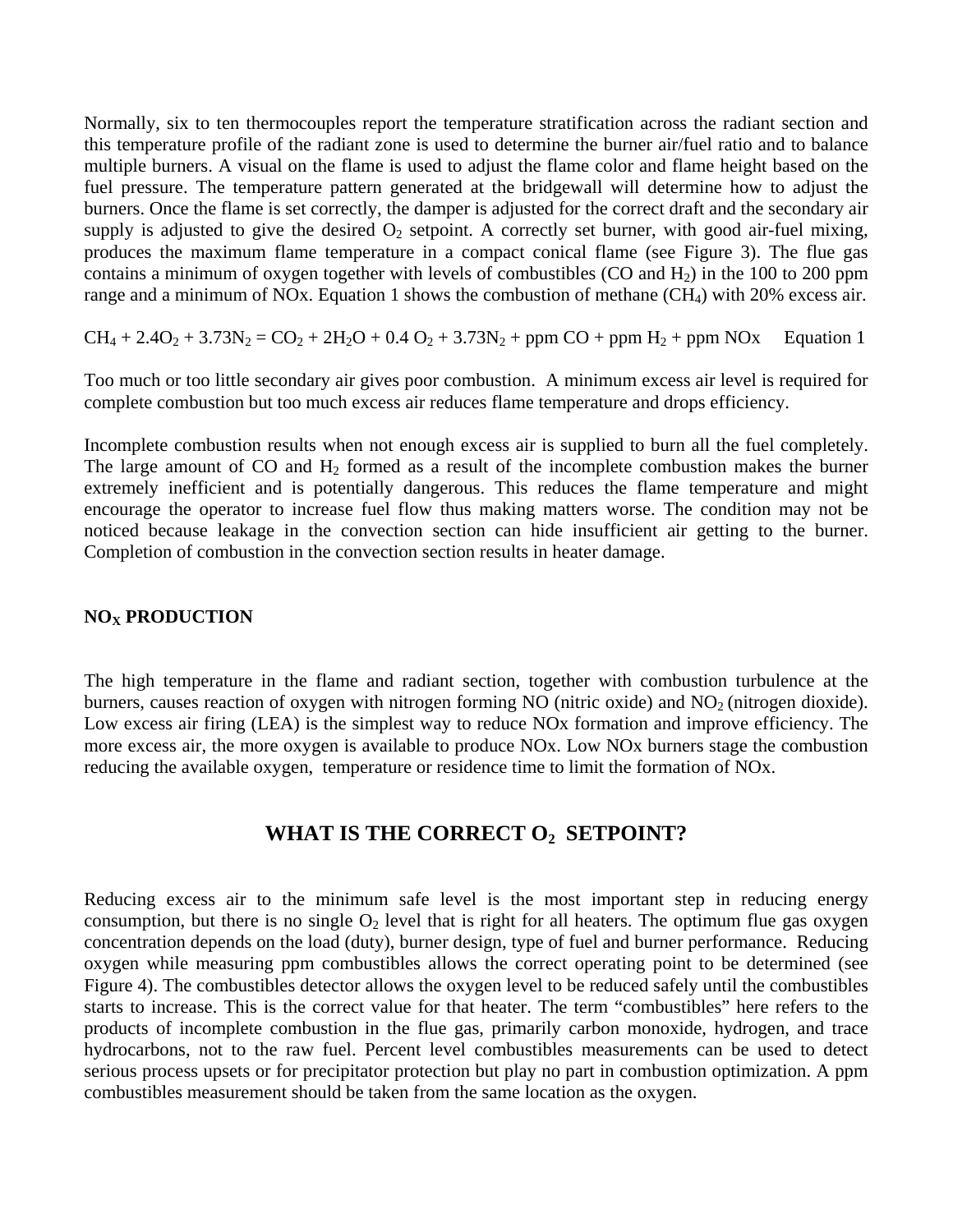Normally, six to ten thermocouples report the temperature stratification across the radiant section and this temperature profile of the radiant zone is used to determine the burner air/fuel ratio and to balance multiple burners. A visual on the flame is used to adjust the flame color and flame height based on the fuel pressure. The temperature pattern generated at the bridgewall will determine how to adjust the burners. Once the flame is set correctly, the damper is adjusted for the correct draft and the secondary air supply is adjusted to give the desired $O_2$ setpoint. A correctly set burner, with good air-fuel mixing, produces the maximum flame temperature in a compact conical flame (see Figure 3). The flue gas contains a minimum of oxygen together with levels of combustibles (CO and $H_2$) in the 100 to 200 ppm range and a minimum of NOx. Equation 1 shows the combustion of methane ($CH_4$) with 20% excess air.

$$CH_4 + 2.4O_2 + 3.73N_2 = CO_2 + 2H_2O + 0.4\ O_2 + 3.73N_2 + \text{ppm CO} + \text{ppm } H_2 + \text{ppm NOx} \quad \text{Equation 1}$$

Too much or too little secondary air gives poor combustion. A minimum excess air level is required for complete combustion but too much excess air reduces flame temperature and drops efficiency.

Incomplete combustion results when not enough excess air is supplied to burn all the fuel completely. The large amount of CO and $H_2$ formed as a result of the incomplete combustion makes the burner extremely inefficient and is potentially dangerous. This reduces the flame temperature and might encourage the operator to increase fuel flow thus making matters worse. The condition may not be noticed because leakage in the convection section can hide insufficient air getting to the burner. Completion of combustion in the convection section results in heater damage.

### $NO_X$ PRODUCTION

The high temperature in the flame and radiant section, together with combustion turbulence at the burners, causes reaction of oxygen with nitrogen forming NO (nitric oxide) and $NO_2$ (nitrogen dioxide). Low excess air firing (LEA) is the simplest way to reduce NOx formation and improve efficiency. The more excess air, the more oxygen is available to produce NOx. Low NOx burners stage the combustion reducing the available oxygen, temperature or residence time to limit the formation of NOx.

## WHAT IS THE CORRECT $O_2$ SETPOINT?

Reducing excess air to the minimum safe level is the most important step in reducing energy consumption, but there is no single $O_2$ level that is right for all heaters. The optimum flue gas oxygen concentration depends on the load (duty), burner design, type of fuel and burner performance. Reducing oxygen while measuring ppm combustibles allows the correct operating point to be determined (see Figure 4). The combustibles detector allows the oxygen level to be reduced safely until the combustibles starts to increase. This is the correct value for that heater. The term "combustibles" here refers to the products of incomplete combustion in the flue gas, primarily carbon monoxide, hydrogen, and trace hydrocarbons, not to the raw fuel. Percent level combustibles measurements can be used to detect serious process upsets or for precipitator protection but play no part in combustion optimization. A ppm combustibles measurement should be taken from the same location as the oxygen.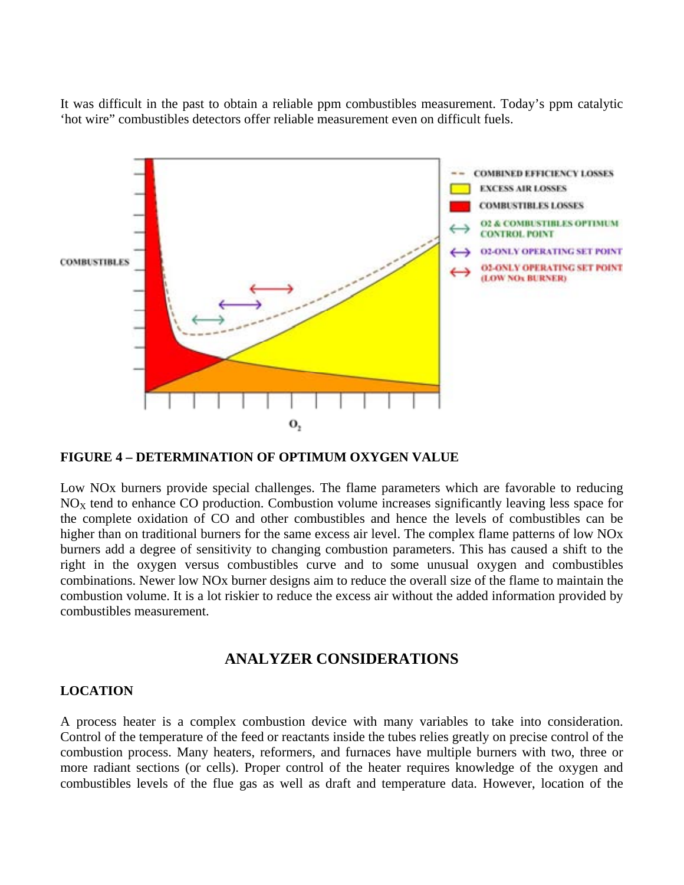It was difficult in the past to obtain a reliable ppm combustibles measurement. Today's ppm catalytic 'hot wire" combustibles detectors offer reliable measurement even on difficult fuels.

**FIGURE 4 – DETERMINATION OF OPTIMUM OXYGEN VALUE**

Low NOx burners provide special challenges. The flame parameters which are favorable to reducing $NO_X$ tend to enhance CO production. Combustion volume increases significantly leaving less space for the complete oxidation of CO and other combustibles and hence the levels of combustibles can be higher than on traditional burners for the same excess air level. The complex flame patterns of low NOx burners add a degree of sensitivity to changing combustion parameters. This has caused a shift to the right in the oxygen versus combustibles curve and to some unusual oxygen and combustibles combinations. Newer low NOx burner designs aim to reduce the overall size of the flame to maintain the combustion volume. It is a lot riskier to reduce the excess air without the added information provided by combustibles measurement.

## ANALYZER CONSIDERATIONS

### LOCATION

A process heater is a complex combustion device with many variables to take into consideration. Control of the temperature of the feed or reactants inside the tubes relies greatly on precise control of the combustion process. Many heaters, reformers, and furnaces have multiple burners with two, three or more radiant sections (or cells). Proper control of the heater requires knowledge of the oxygen and combustibles levels of the flue gas as well as draft and temperature data. However, location of the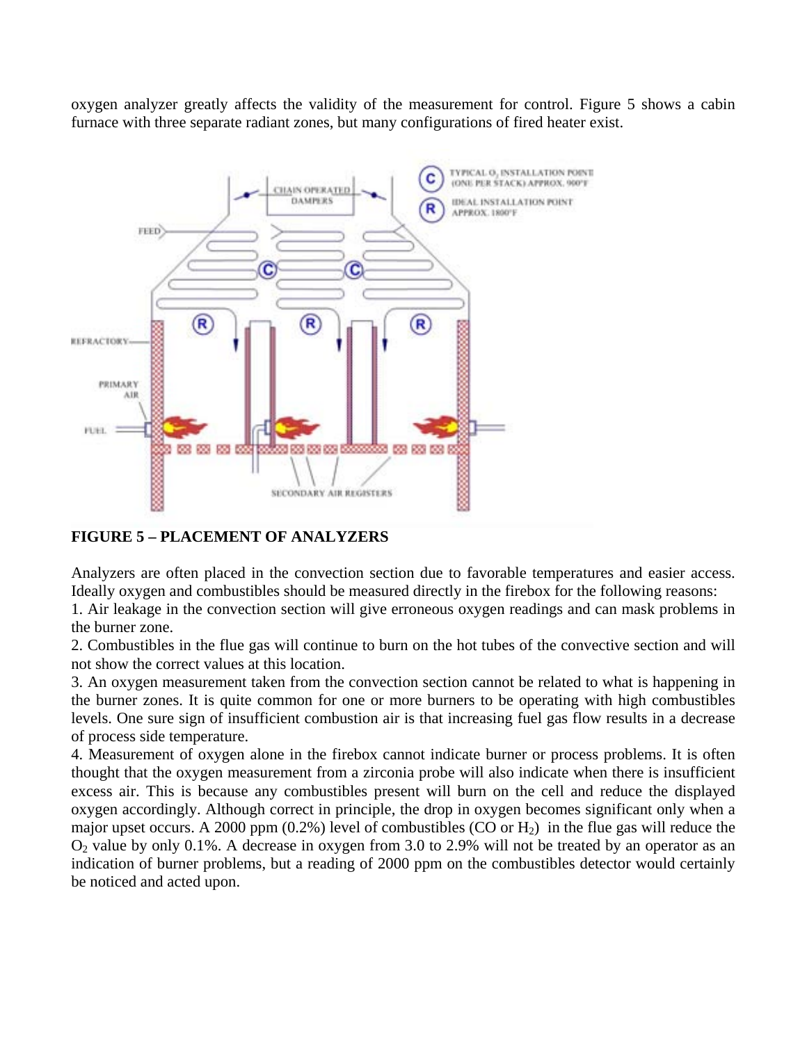oxygen analyzer greatly affects the validity of the measurement for control. Figure 5 shows a cabin furnace with three separate radiant zones, but many configurations of fired heater exist.

**FIGURE 5 – PLACEMENT OF ANALYZERS**

Analyzers are often placed in the convection section due to favorable temperatures and easier access. Ideally oxygen and combustibles should be measured directly in the firebox for the following reasons:

1. Air leakage in the convection section will give erroneous oxygen readings and can mask problems in the burner zone.
2. Combustibles in the flue gas will continue to burn on the hot tubes of the convective section and will not show the correct values at this location.
3. An oxygen measurement taken from the convection section cannot be related to what is happening in the burner zones. It is quite common for one or more burners to be operating with high combustibles levels. One sure sign of insufficient combustion air is that increasing fuel gas flow results in a decrease of process side temperature.
4. Measurement of oxygen alone in the firebox cannot indicate burner or process problems. It is often thought that the oxygen measurement from a zirconia probe will also indicate when there is insufficient excess air. This is because any combustibles present will burn on the cell and reduce the displayed oxygen accordingly. Although correct in principle, the drop in oxygen becomes significant only when a major upset occurs. A 2000 ppm (0.2%) level of combustibles (CO or $H_2$) in the flue gas will reduce the $O_2$ value by only 0.1%. A decrease in oxygen from 3.0 to 2.9% will not be treated by an operator as an indication of burner problems, but a reading of 2000 ppm on the combustibles detector would certainly be noticed and acted upon.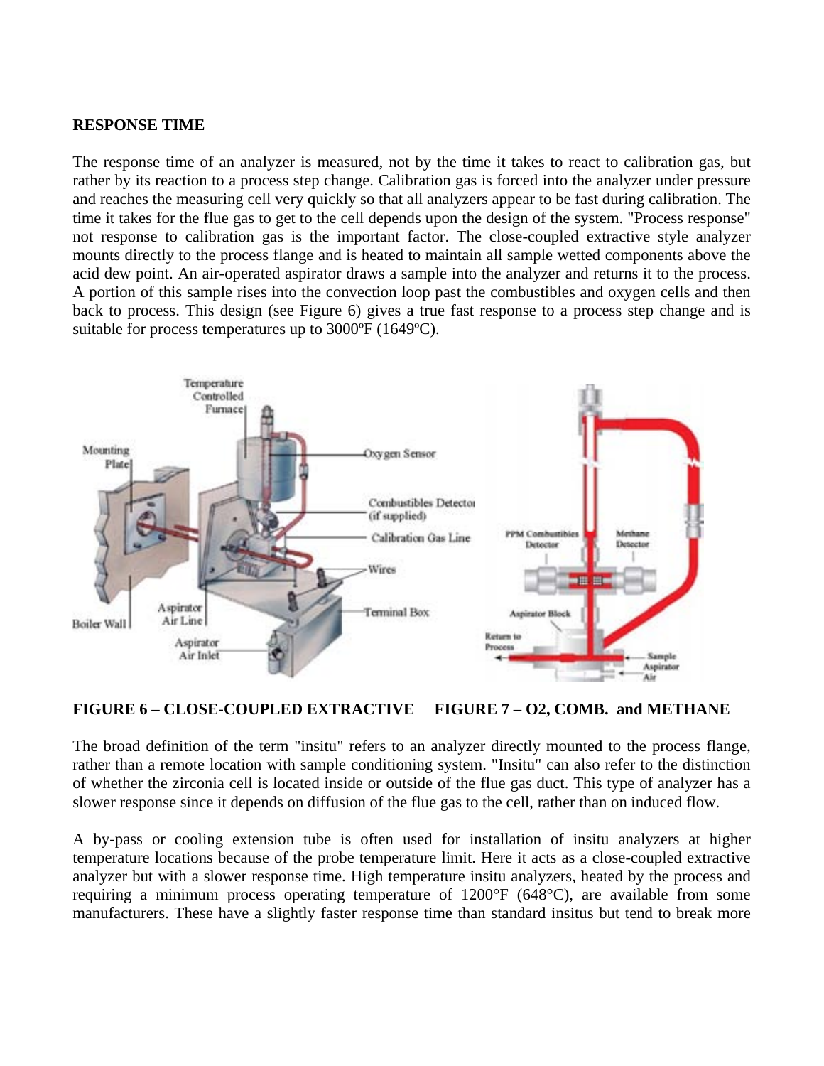**RESPONSE TIME**

The response time of an analyzer is measured, not by the time it takes to react to calibration gas, but rather by its reaction to a process step change. Calibration gas is forced into the analyzer under pressure and reaches the measuring cell very quickly so that all analyzers appear to be fast during calibration. The time it takes for the flue gas to get to the cell depends upon the design of the system. "Process response" not response to calibration gas is the important factor. The close-coupled extractive style analyzer mounts directly to the process flange and is heated to maintain all sample wetted components above the acid dew point. An air-operated aspirator draws a sample into the analyzer and returns it to the process. A portion of this sample rises into the convection loop past the combustibles and oxygen cells and then back to process. This design (see Figure 6) gives a true fast response to a process step change and is suitable for process temperatures up to 3000ºF (1649ºC).

**FIGURE 6 – CLOSE-COUPLED EXTRACTIVE** **FIGURE 7 – O2, COMB. and METHANE**

The broad definition of the term "insitu" refers to an analyzer directly mounted to the process flange, rather than a remote location with sample conditioning system. "Insitu" can also refer to the distinction of whether the zirconia cell is located inside or outside of the flue gas duct. This type of analyzer has a slower response since it depends on diffusion of the flue gas to the cell, rather than on induced flow.

A by-pass or cooling extension tube is often used for installation of insitu analyzers at higher temperature locations because of the probe temperature limit. Here it acts as a close-coupled extractive analyzer but with a slower response time. High temperature insitu analyzers, heated by the process and requiring a minimum process operating temperature of 1200°F (648°C), are available from some manufacturers. These have a slightly faster response time than standard insitus but tend to break more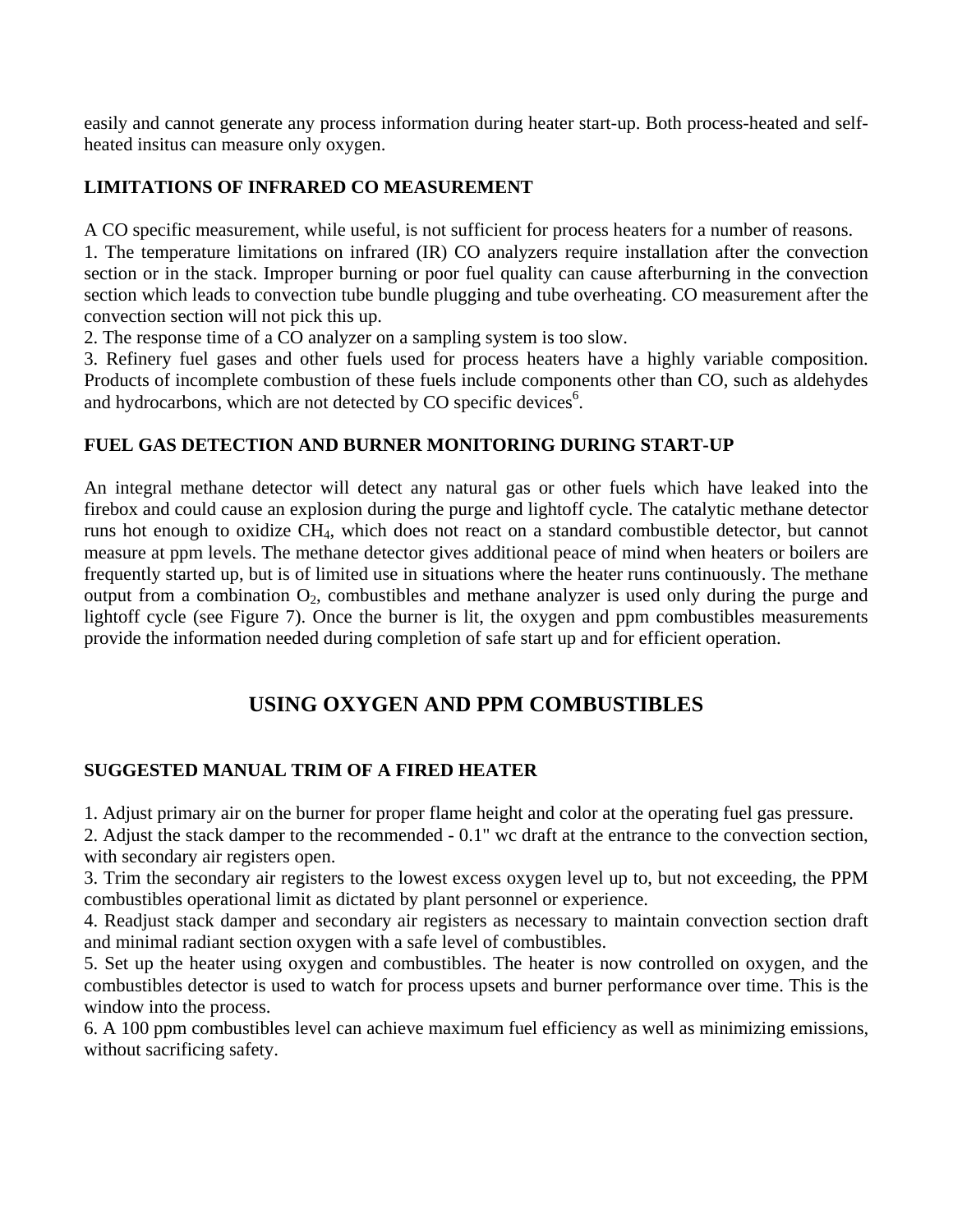easily and cannot generate any process information during heater start-up. Both process-heated and self-heated insitus can measure only oxygen.

### LIMITATIONS OF INFRARED CO MEASUREMENT

A CO specific measurement, while useful, is not sufficient for process heaters for a number of reasons.

1. The temperature limitations on infrared (IR) CO analyzers require installation after the convection section or in the stack. Improper burning or poor fuel quality can cause afterburning in the convection section which leads to convection tube bundle plugging and tube overheating. CO measurement after the convection section will not pick this up.
2. The response time of a CO analyzer on a sampling system is too slow.
3. Refinery fuel gases and other fuels used for process heaters have a highly variable composition. Products of incomplete combustion of these fuels include components other than CO, such as aldehydes and hydrocarbons, which are not detected by CO specific devices[6].

### FUEL GAS DETECTION AND BURNER MONITORING DURING START-UP

An integral methane detector will detect any natural gas or other fuels which have leaked into the firebox and could cause an explosion during the purge and lightoff cycle. The catalytic methane detector runs hot enough to oxidize $CH_4$, which does not react on a standard combustible detector, but cannot measure at ppm levels. The methane detector gives additional peace of mind when heaters or boilers are frequently started up, but is of limited use in situations where the heater runs continuously. The methane output from a combination $O_2$, combustibles and methane analyzer is used only during the purge and lightoff cycle (see Figure 7). Once the burner is lit, the oxygen and ppm combustibles measurements provide the information needed during completion of safe start up and for efficient operation.

## USING OXYGEN AND PPM COMBUSTIBLES

### SUGGESTED MANUAL TRIM OF A FIRED HEATER

1. Adjust primary air on the burner for proper flame height and color at the operating fuel gas pressure.
2. Adjust the stack damper to the recommended - 0.1" wc draft at the entrance to the convection section, with secondary air registers open.
3. Trim the secondary air registers to the lowest excess oxygen level up to, but not exceeding, the PPM combustibles operational limit as dictated by plant personnel or experience.
4. Readjust stack damper and secondary air registers as necessary to maintain convection section draft and minimal radiant section oxygen with a safe level of combustibles.
5. Set up the heater using oxygen and combustibles. The heater is now controlled on oxygen, and the combustibles detector is used to watch for process upsets and burner performance over time. This is the window into the process.
6. A 100 ppm combustibles level can achieve maximum fuel efficiency as well as minimizing emissions, without sacrificing safety.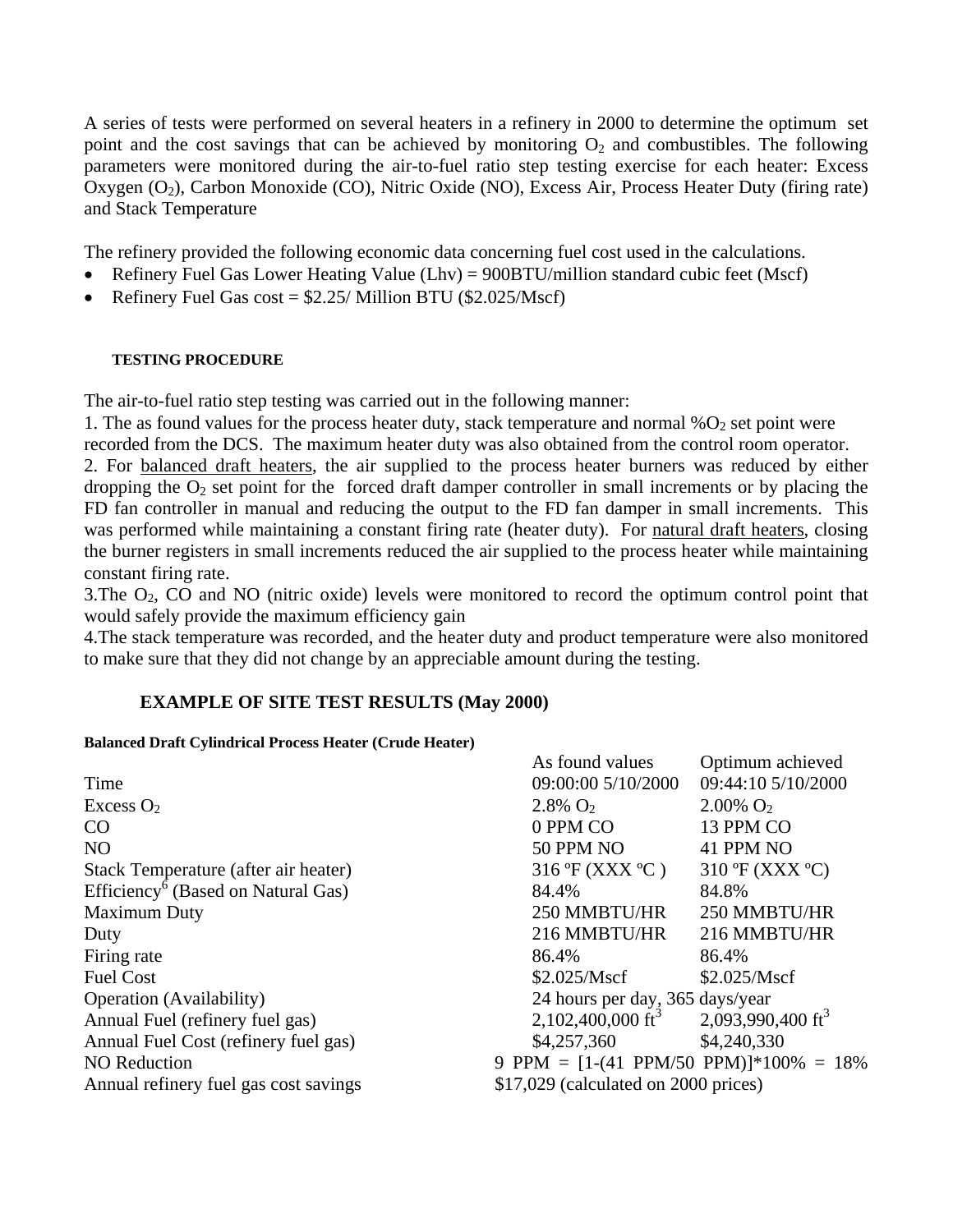A series of tests were performed on several heaters in a refinery in 2000 to determine the optimum set point and the cost savings that can be achieved by monitoring $O_2$ and combustibles. The following parameters were monitored during the air-to-fuel ratio step testing exercise for each heater: Excess Oxygen ($O_2$), Carbon Monoxide (CO), Nitric Oxide (NO), Excess Air, Process Heater Duty (firing rate) and Stack Temperature

The refinery provided the following economic data concerning fuel cost used in the calculations.

- Refinery Fuel Gas Lower Heating Value (Lhv) = 900BTU/million standard cubic feet (Mscf)
- Refinery Fuel Gas cost = \$2.25/ Million BTU (\$2.025/Mscf)

#### TESTING PROCEDURE

The air-to-fuel ratio step testing was carried out in the following manner:

1. The as found values for the process heater duty, stack temperature and normal %$O_2$ set point were recorded from the DCS. The maximum heater duty was also obtained from the control room operator.
2. For balanced draft heaters, the air supplied to the process heater burners was reduced by either dropping the $O_2$ set point for the forced draft damper controller in small increments or by placing the FD fan controller in manual and reducing the output to the FD fan damper in small increments. This was performed while maintaining a constant firing rate (heater duty). For natural draft heaters, closing the burner registers in small increments reduced the air supplied to the process heater while maintaining constant firing rate.
3. The $O_2$, CO and NO (nitric oxide) levels were monitored to record the optimum control point that would safely provide the maximum efficiency gain
4. The stack temperature was recorded, and the heater duty and product temperature were also monitored to make sure that they did not change by an appreciable amount during the testing.

### EXAMPLE OF SITE TEST RESULTS (May 2000)

**Balanced Draft Cylindrical Process Heater (Crude Heater)**

| | As found values | Optimum achieved |
|---|---|---|
| Time | 09:00:00 5/10/2000 | 09:44:10 5/10/2000 |
| Excess $O_2$ | 2.8% $O_2$ | 2.00% $O_2$ |
| CO | 0 PPM CO | 13 PPM CO |
| NO | 50 PPM NO | 41 PPM NO |
| Stack Temperature (after air heater) | 316 ºF (XXX ºC ) | 310 ºF (XXX ºC) |
| Efficiency[6] (Based on Natural Gas) | 84.4% | 84.8% |
| Maximum Duty | 250 MMBTU/HR | 250 MMBTU/HR |
| Duty | 216 MMBTU/HR | 216 MMBTU/HR |
| Firing rate | 86.4% | 86.4% |
| Fuel Cost | \$2.025/Mscf | \$2.025/Mscf |
| Operation (Availability) | 24 hours per day, 365 days/year | |
| Annual Fuel (refinery fuel gas) | 2,102,400,000 $ft^3$ | 2,093,990,400 $ft^3$ |
| Annual Fuel Cost (refinery fuel gas) | \$4,257,360 | \$4,240,330 |
| NO Reduction | 9 PPM = [1-(41 PPM/50 PPM)]*100% = 18% | |
| Annual refinery fuel gas cost savings | \$17,029 (calculated on 2000 prices) | |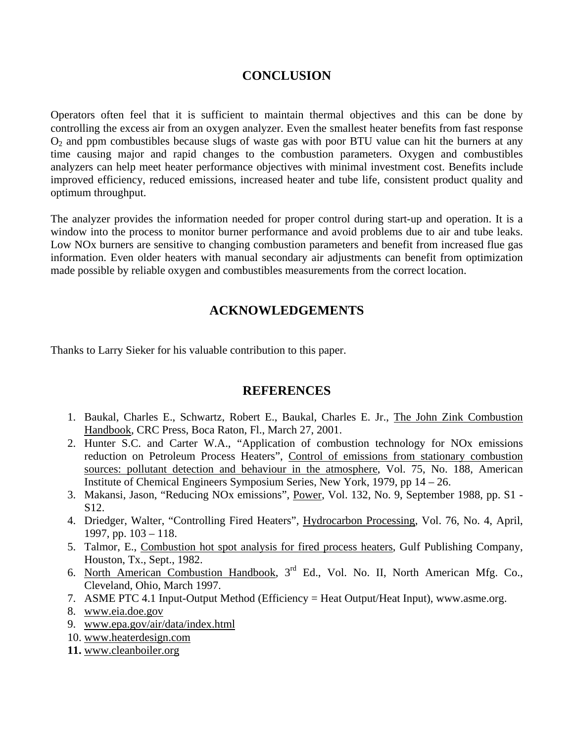## CONCLUSION

Operators often feel that it is sufficient to maintain thermal objectives and this can be done by controlling the excess air from an oxygen analyzer. Even the smallest heater benefits from fast response $O_2$ and ppm combustibles because slugs of waste gas with poor BTU value can hit the burners at any time causing major and rapid changes to the combustion parameters. Oxygen and combustibles analyzers can help meet heater performance objectives with minimal investment cost. Benefits include improved efficiency, reduced emissions, increased heater and tube life, consistent product quality and optimum throughput.

The analyzer provides the information needed for proper control during start-up and operation. It is a window into the process to monitor burner performance and avoid problems due to air and tube leaks. Low NOx burners are sensitive to changing combustion parameters and benefit from increased flue gas information. Even older heaters with manual secondary air adjustments can benefit from optimization made possible by reliable oxygen and combustibles measurements from the correct location.

## ACKNOWLEDGEMENTS

Thanks to Larry Sieker for his valuable contribution to this paper.

## REFERENCES

1. Baukal, Charles E., Schwartz, Robert E., Baukal, Charles E. Jr., The John Zink Combustion Handbook, CRC Press, Boca Raton, Fl., March 27, 2001.
2. Hunter S.C. and Carter W.A., "Application of combustion technology for NOx emissions reduction on Petroleum Process Heaters", Control of emissions from stationary combustion sources: pollutant detection and behaviour in the atmosphere, Vol. 75, No. 188, American Institute of Chemical Engineers Symposium Series, New York, 1979, pp 14 – 26.
3. Makansi, Jason, "Reducing NOx emissions", Power, Vol. 132, No. 9, September 1988, pp. S1 - S12.
4. Driedger, Walter, "Controlling Fired Heaters", Hydrocarbon Processing, Vol. 76, No. 4, April, 1997, pp. 103 – 118.
5. Talmor, E., Combustion hot spot analysis for fired process heaters, Gulf Publishing Company, Houston, Tx., Sept., 1982.
6. North American Combustion Handbook, 3rd Ed., Vol. No. II, North American Mfg. Co., Cleveland, Ohio, March 1997.
7. ASME PTC 4.1 Input-Output Method (Efficiency = Heat Output/Heat Input), www.asme.org.
8. www.eia.doe.gov
9. www.epa.gov/air/data/index.html
10. www.heaterdesign.com
11. www.cleanboiler.org